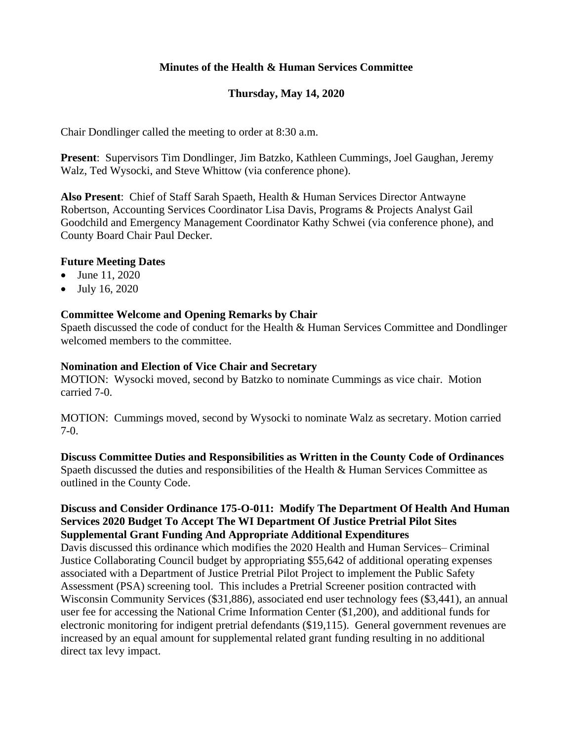**Minutes of the Health & Human Services Committee**

**Thursday, May 14, 2020**

Chair Dondlinger called the meeting to order at 8:30 a.m.

**Present**: Supervisors Tim Dondlinger, Jim Batzko, Kathleen Cummings, Joel Gaughan, Jeremy Walz, Ted Wysocki, and Steve Whittow (via conference phone).

**Also Present**: Chief of Staff Sarah Spaeth, Health & Human Services Director Antwayne Robertson, Accounting Services Coordinator Lisa Davis, Programs & Projects Analyst Gail Goodchild and Emergency Management Coordinator Kathy Schwei (via conference phone), and County Board Chair Paul Decker.

**Future Meeting Dates**

- June 11, 2020
- July 16, 2020

**Committee Welcome and Opening Remarks by Chair**

Spaeth discussed the code of conduct for the Health & Human Services Committee and Dondlinger welcomed members to the committee.

**Nomination and Election of Vice Chair and Secretary**

MOTION: Wysocki moved, second by Batzko to nominate Cummings as vice chair. Motion carried 7-0.

MOTION: Cummings moved, second by Wysocki to nominate Walz as secretary. Motion carried 7-0.

**Discuss Committee Duties and Responsibilities as Written in the County Code of Ordinances**

Spaeth discussed the duties and responsibilities of the Health & Human Services Committee as outlined in the County Code.

**Discuss and Consider Ordinance 175-O-011: Modify The Department Of Health And Human Services 2020 Budget To Accept The WI Department Of Justice Pretrial Pilot Sites Supplemental Grant Funding And Appropriate Additional Expenditures**

Davis discussed this ordinance which modifies the 2020 Health and Human Services– Criminal Justice Collaborating Council budget by appropriating $55,642 of additional operating expenses associated with a Department of Justice Pretrial Pilot Project to implement the Public Safety Assessment (PSA) screening tool. This includes a Pretrial Screener position contracted with Wisconsin Community Services ($31,886), associated end user technology fees ($3,441), an annual user fee for accessing the National Crime Information Center ($1,200), and additional funds for electronic monitoring for indigent pretrial defendants ($19,115). General government revenues are increased by an equal amount for supplemental related grant funding resulting in no additional direct tax levy impact.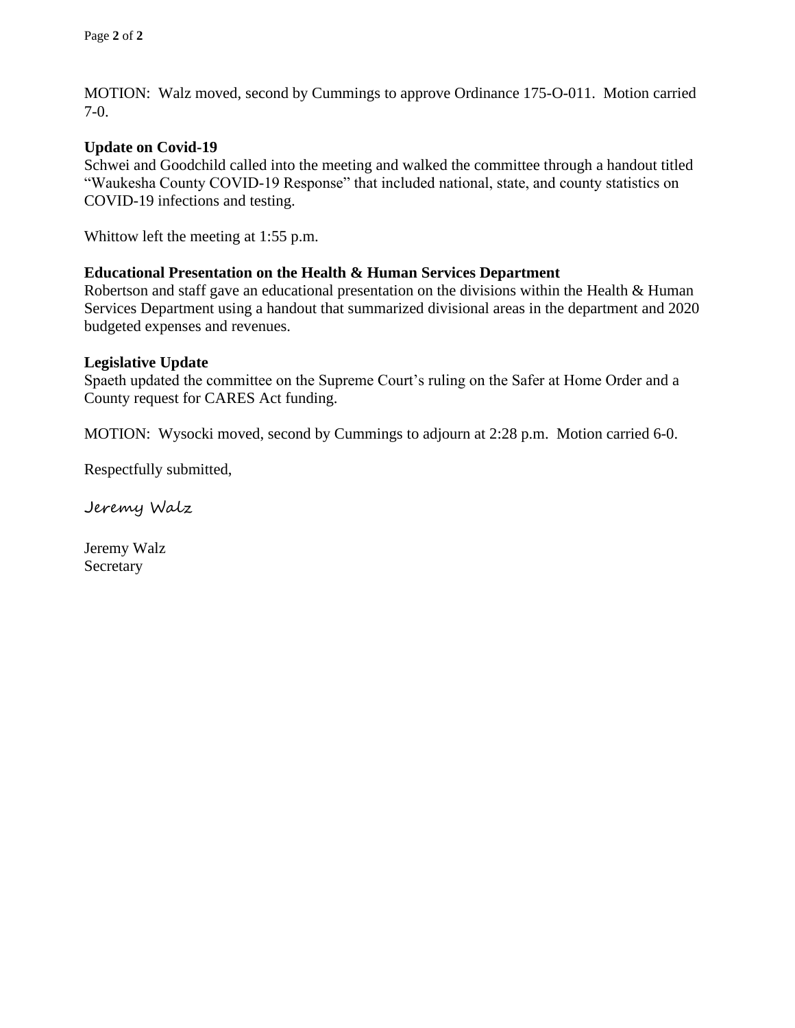MOTION: Walz moved, second by Cummings to approve Ordinance 175-O-011. Motion carried 7-0.

**Update on Covid-19**
Schwei and Goodchild called into the meeting and walked the committee through a handout titled "Waukesha County COVID-19 Response" that included national, state, and county statistics on COVID-19 infections and testing.

Whittow left the meeting at 1:55 p.m.

**Educational Presentation on the Health & Human Services Department**
Robertson and staff gave an educational presentation on the divisions within the Health & Human Services Department using a handout that summarized divisional areas in the department and 2020 budgeted expenses and revenues.

**Legislative Update**
Spaeth updated the committee on the Supreme Court's ruling on the Safer at Home Order and a County request for CARES Act funding.

MOTION: Wysocki moved, second by Cummings to adjourn at 2:28 p.m. Motion carried 6-0.

Respectfully submitted,

*Jeremy Walz*

Jeremy Walz
Secretary